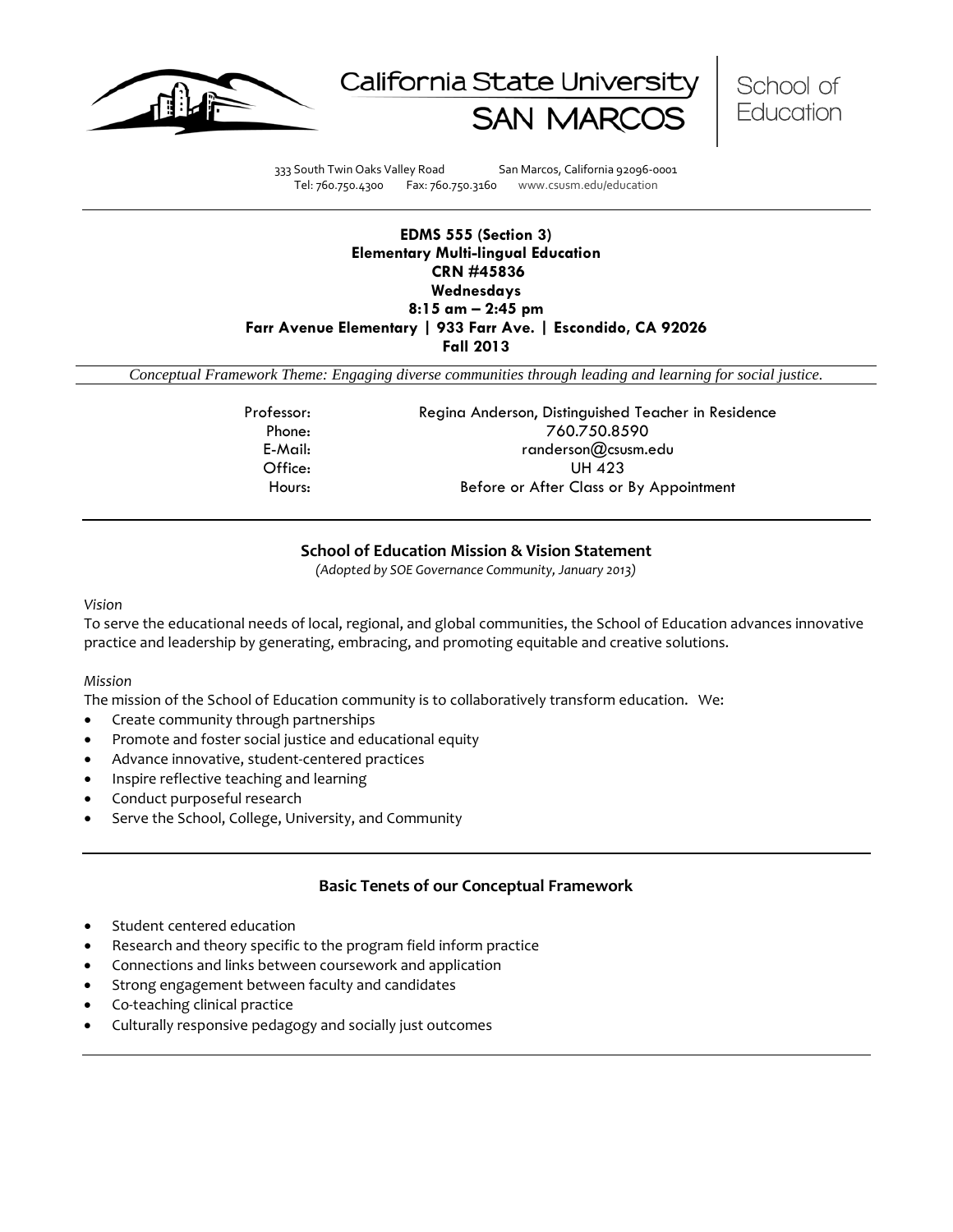California State University SAN MARCOS | School of Education

333 South Twin Oaks Valley Road San Marcos, California 92096-0001
Tel: 760.750.4300 Fax: 760.750.3160 www.csusm.edu/education

---

**EDMS 555 (Section 3)**
**Elementary Multi-lingual Education**
**CRN #45836**
**Wednesdays**
**8:15 am – 2:45 pm**
**Farr Avenue Elementary | 933 Farr Ave. | Escondido, CA 92026**
**Fall 2013**

---

*Conceptual Framework Theme: Engaging diverse communities through leading and learning for social justice.*

---

| | |
|---|---|
| Professor: | Regina Anderson, Distinguished Teacher in Residence |
| Phone: | 760.750.8590 |
| E-Mail: | randerson@csusm.edu |
| Office: | UH 423 |
| Hours: | Before or After Class or By Appointment |

---

## School of Education Mission & Vision Statement

*(Adopted by SOE Governance Community, January 2013)*

*Vision*

To serve the educational needs of local, regional, and global communities, the School of Education advances innovative practice and leadership by generating, embracing, and promoting equitable and creative solutions.

*Mission*

The mission of the School of Education community is to collaboratively transform education. We:

- Create community through partnerships
- Promote and foster social justice and educational equity
- Advance innovative, student-centered practices
- Inspire reflective teaching and learning
- Conduct purposeful research
- Serve the School, College, University, and Community

---

## Basic Tenets of our Conceptual Framework

- Student centered education
- Research and theory specific to the program field inform practice
- Connections and links between coursework and application
- Strong engagement between faculty and candidates
- Co-teaching clinical practice
- Culturally responsive pedagogy and socially just outcomes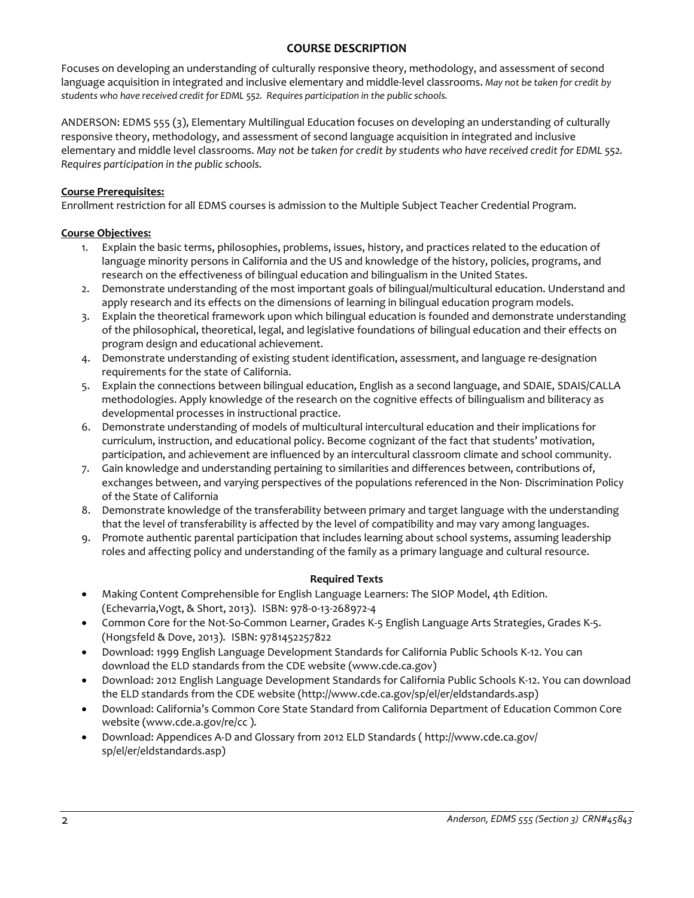## COURSE DESCRIPTION

Focuses on developing an understanding of culturally responsive theory, methodology, and assessment of second language acquisition in integrated and inclusive elementary and middle-level classrooms. *May not be taken for credit by students who have received credit for EDML 552. Requires participation in the public schools.*

ANDERSON: EDMS 555 (3), Elementary Multilingual Education focuses on developing an understanding of culturally responsive theory, methodology, and assessment of second language acquisition in integrated and inclusive elementary and middle level classrooms. *May not be taken for credit by students who have received credit for EDML 552. Requires participation in the public schools.*

### Course Prerequisites:

Enrollment restriction for all EDMS courses is admission to the Multiple Subject Teacher Credential Program.

### Course Objectives:

1. Explain the basic terms, philosophies, problems, issues, history, and practices related to the education of language minority persons in California and the US and knowledge of the history, policies, programs, and research on the effectiveness of bilingual education and bilingualism in the United States.
2. Demonstrate understanding of the most important goals of bilingual/multicultural education. Understand and apply research and its effects on the dimensions of learning in bilingual education program models.
3. Explain the theoretical framework upon which bilingual education is founded and demonstrate understanding of the philosophical, theoretical, legal, and legislative foundations of bilingual education and their effects on program design and educational achievement.
4. Demonstrate understanding of existing student identification, assessment, and language re-designation requirements for the state of California.
5. Explain the connections between bilingual education, English as a second language, and SDAIE, SDAIS/CALLA methodologies. Apply knowledge of the research on the cognitive effects of bilingualism and biliteracy as developmental processes in instructional practice.
6. Demonstrate understanding of models of multicultural intercultural education and their implications for curriculum, instruction, and educational policy. Become cognizant of the fact that students' motivation, participation, and achievement are influenced by an intercultural classroom climate and school community.
7. Gain knowledge and understanding pertaining to similarities and differences between, contributions of, exchanges between, and varying perspectives of the populations referenced in the Non- Discrimination Policy of the State of California
8. Demonstrate knowledge of the transferability between primary and target language with the understanding that the level of transferability is affected by the level of compatibility and may vary among languages.
9. Promote authentic parental participation that includes learning about school systems, assuming leadership roles and affecting policy and understanding of the family as a primary language and cultural resource.

### Required Texts

- Making Content Comprehensible for English Language Learners: The SIOP Model, 4th Edition. (Echevarria,Vogt, & Short, 2013). ISBN: 978-0-13-268972-4
- Common Core for the Not-So-Common Learner, Grades K-5 English Language Arts Strategies, Grades K-5. (Hongsfeld & Dove, 2013). ISBN: 9781452257822
- Download: 1999 English Language Development Standards for California Public Schools K-12. You can download the ELD standards from the CDE website (www.cde.ca.gov)
- Download: 2012 English Language Development Standards for California Public Schools K-12. You can download the ELD standards from the CDE website (http://www.cde.ca.gov/sp/el/er/eldstandards.asp)
- Download: California's Common Core State Standard from California Department of Education Common Core website (www.cde.a.gov/re/cc ).
- Download: Appendices A-D and Glossary from 2012 ELD Standards ( http://www.cde.ca.gov/ sp/el/er/eldstandards.asp)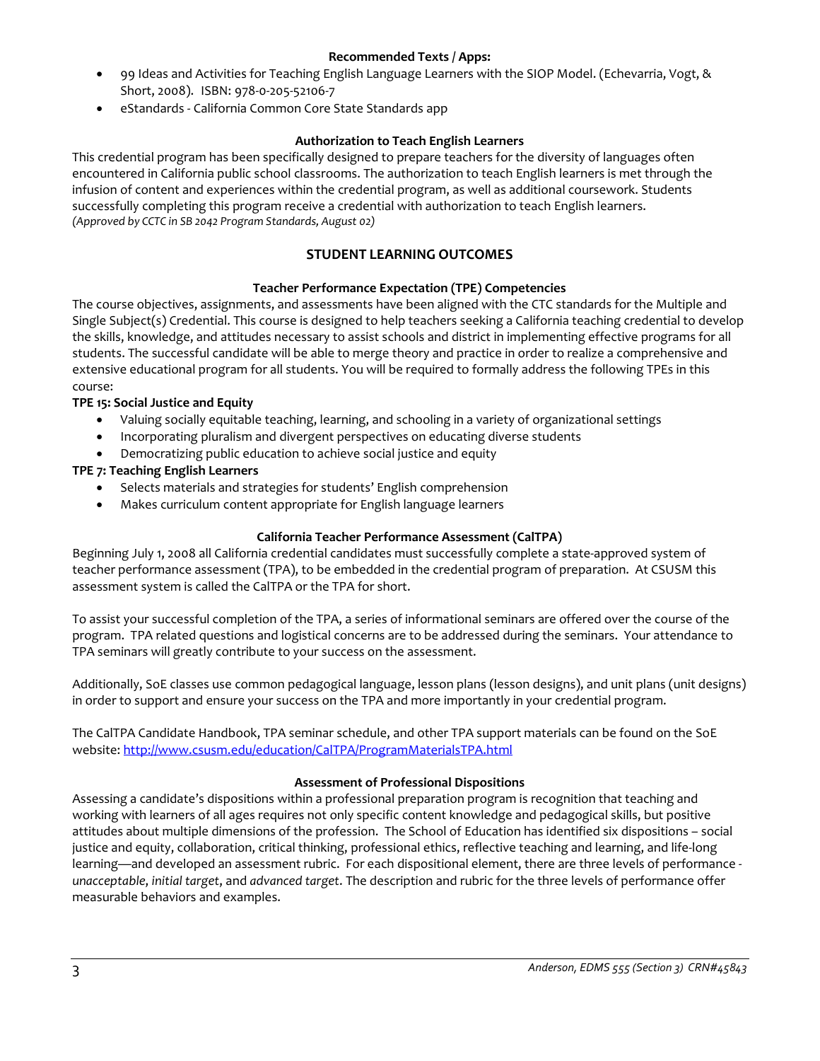### Recommended Texts / Apps:

- 99 Ideas and Activities for Teaching English Language Learners with the SIOP Model. (Echevarria, Vogt, & Short, 2008). ISBN: 978-0-205-52106-7
- eStandards - California Common Core State Standards app

### Authorization to Teach English Learners

This credential program has been specifically designed to prepare teachers for the diversity of languages often encountered in California public school classrooms. The authorization to teach English learners is met through the infusion of content and experiences within the credential program, as well as additional coursework. Students successfully completing this program receive a credential with authorization to teach English learners.
*(Approved by CCTC in SB 2042 Program Standards, August 02)*

## STUDENT LEARNING OUTCOMES

### Teacher Performance Expectation (TPE) Competencies

The course objectives, assignments, and assessments have been aligned with the CTC standards for the Multiple and Single Subject(s) Credential. This course is designed to help teachers seeking a California teaching credential to develop the skills, knowledge, and attitudes necessary to assist schools and district in implementing effective programs for all students. The successful candidate will be able to merge theory and practice in order to realize a comprehensive and extensive educational program for all students. You will be required to formally address the following TPEs in this course:

**TPE 15: Social Justice and Equity**

- Valuing socially equitable teaching, learning, and schooling in a variety of organizational settings
- Incorporating pluralism and divergent perspectives on educating diverse students
- Democratizing public education to achieve social justice and equity

**TPE 7: Teaching English Learners**

- Selects materials and strategies for students' English comprehension
- Makes curriculum content appropriate for English language learners

### California Teacher Performance Assessment (CalTPA)

Beginning July 1, 2008 all California credential candidates must successfully complete a state-approved system of teacher performance assessment (TPA), to be embedded in the credential program of preparation. At CSUSM this assessment system is called the CalTPA or the TPA for short.

To assist your successful completion of the TPA, a series of informational seminars are offered over the course of the program. TPA related questions and logistical concerns are to be addressed during the seminars. Your attendance to TPA seminars will greatly contribute to your success on the assessment.

Additionally, SoE classes use common pedagogical language, lesson plans (lesson designs), and unit plans (unit designs) in order to support and ensure your success on the TPA and more importantly in your credential program.

The CalTPA Candidate Handbook, TPA seminar schedule, and other TPA support materials can be found on the SoE website: http://www.csusm.edu/education/CalTPA/ProgramMaterialsTPA.html

### Assessment of Professional Dispositions

Assessing a candidate's dispositions within a professional preparation program is recognition that teaching and working with learners of all ages requires not only specific content knowledge and pedagogical skills, but positive attitudes about multiple dimensions of the profession. The School of Education has identified six dispositions – social justice and equity, collaboration, critical thinking, professional ethics, reflective teaching and learning, and life-long learning—and developed an assessment rubric. For each dispositional element, there are three levels of performance - *unacceptable*, *initial target*, and *advanced target*. The description and rubric for the three levels of performance offer measurable behaviors and examples.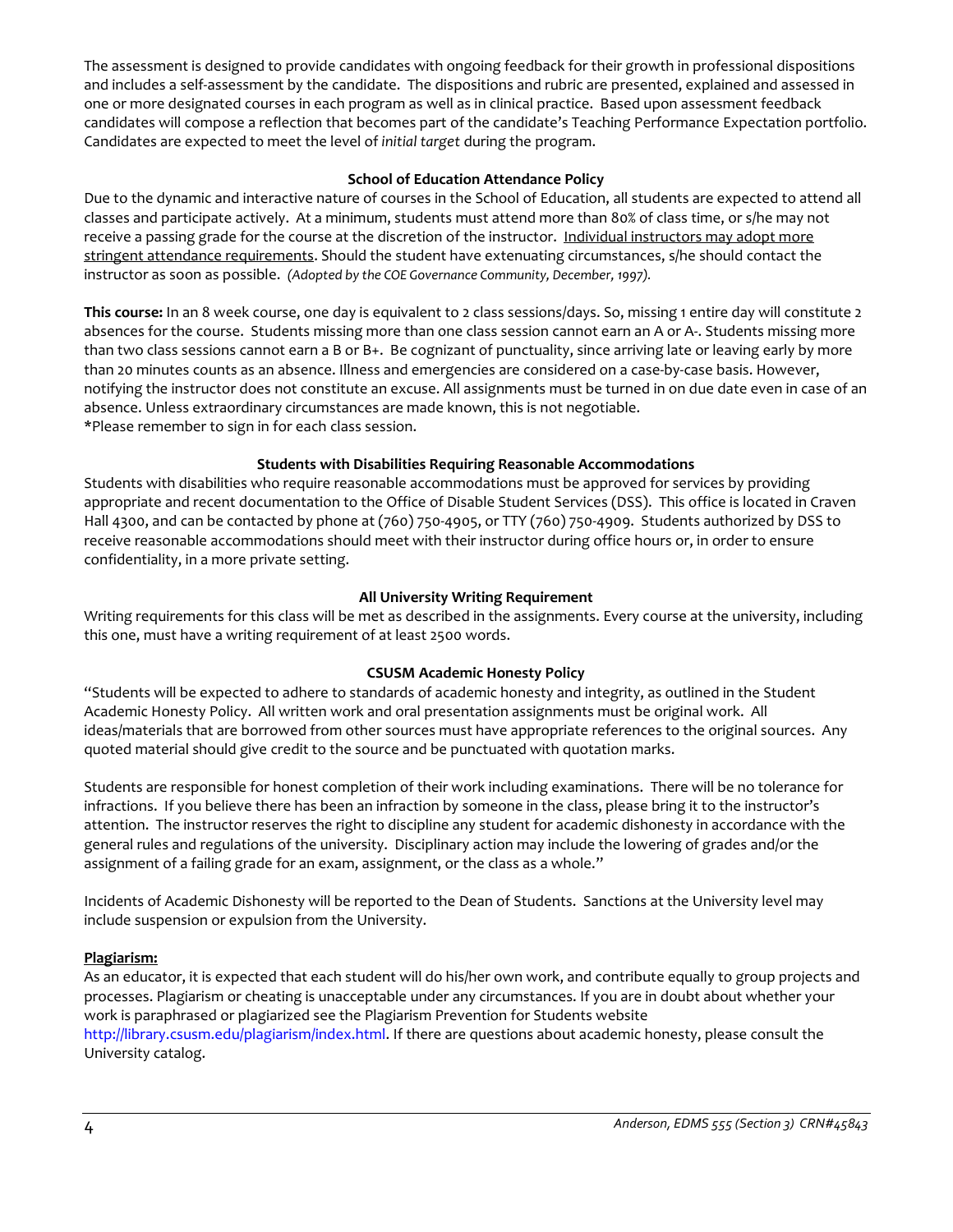The assessment is designed to provide candidates with ongoing feedback for their growth in professional dispositions and includes a self-assessment by the candidate. The dispositions and rubric are presented, explained and assessed in one or more designated courses in each program as well as in clinical practice. Based upon assessment feedback candidates will compose a reflection that becomes part of the candidate's Teaching Performance Expectation portfolio. Candidates are expected to meet the level of *initial target* during the program.

### School of Education Attendance Policy

Due to the dynamic and interactive nature of courses in the School of Education, all students are expected to attend all classes and participate actively. At a minimum, students must attend more than 80% of class time, or s/he may not receive a passing grade for the course at the discretion of the instructor. <u>Individual instructors may adopt more stringent attendance requirements</u>. Should the student have extenuating circumstances, s/he should contact the instructor as soon as possible. *(Adopted by the COE Governance Community, December, 1997).*

**This course:** In an 8 week course, one day is equivalent to 2 class sessions/days. So, missing 1 entire day will constitute 2 absences for the course. Students missing more than one class session cannot earn an A or A-. Students missing more than two class sessions cannot earn a B or B+. Be cognizant of punctuality, since arriving late or leaving early by more than 20 minutes counts as an absence. Illness and emergencies are considered on a case-by-case basis. However, notifying the instructor does not constitute an excuse. All assignments must be turned in on due date even in case of an absence. Unless extraordinary circumstances are made known, this is not negotiable.
*Please remember to sign in for each class session.

### Students with Disabilities Requiring Reasonable Accommodations

Students with disabilities who require reasonable accommodations must be approved for services by providing appropriate and recent documentation to the Office of Disable Student Services (DSS). This office is located in Craven Hall 4300, and can be contacted by phone at (760) 750-4905, or TTY (760) 750-4909. Students authorized by DSS to receive reasonable accommodations should meet with their instructor during office hours or, in order to ensure confidentiality, in a more private setting.

### All University Writing Requirement

Writing requirements for this class will be met as described in the assignments. Every course at the university, including this one, must have a writing requirement of at least 2500 words.

### CSUSM Academic Honesty Policy

"Students will be expected to adhere to standards of academic honesty and integrity, as outlined in the Student Academic Honesty Policy. All written work and oral presentation assignments must be original work. All ideas/materials that are borrowed from other sources must have appropriate references to the original sources. Any quoted material should give credit to the source and be punctuated with quotation marks.

Students are responsible for honest completion of their work including examinations. There will be no tolerance for infractions. If you believe there has been an infraction by someone in the class, please bring it to the instructor's attention. The instructor reserves the right to discipline any student for academic dishonesty in accordance with the general rules and regulations of the university. Disciplinary action may include the lowering of grades and/or the assignment of a failing grade for an exam, assignment, or the class as a whole."

Incidents of Academic Dishonesty will be reported to the Dean of Students. Sanctions at the University level may include suspension or expulsion from the University.

**<u>Plagiarism:</u>**

As an educator, it is expected that each student will do his/her own work, and contribute equally to group projects and processes. Plagiarism or cheating is unacceptable under any circumstances. If you are in doubt about whether your work is paraphrased or plagiarized see the Plagiarism Prevention for Students website http://library.csusm.edu/plagiarism/index.html. If there are questions about academic honesty, please consult the University catalog.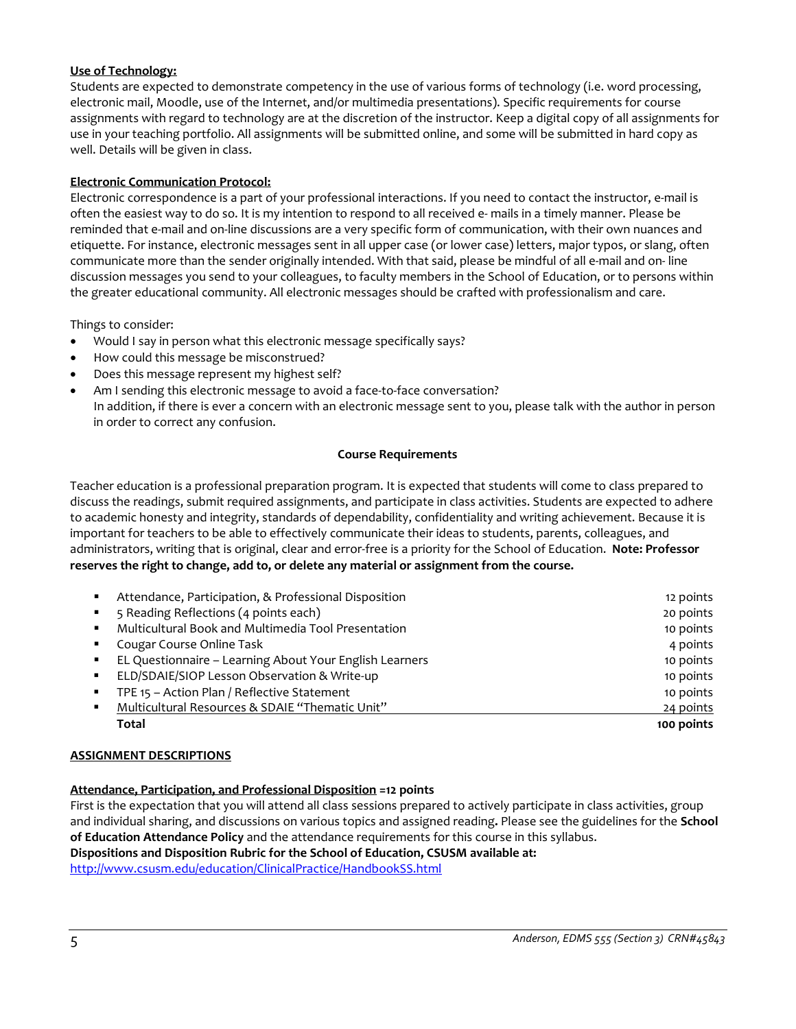**Use of Technology:**
Students are expected to demonstrate competency in the use of various forms of technology (i.e. word processing, electronic mail, Moodle, use of the Internet, and/or multimedia presentations). Specific requirements for course assignments with regard to technology are at the discretion of the instructor. Keep a digital copy of all assignments for use in your teaching portfolio. All assignments will be submitted online, and some will be submitted in hard copy as well. Details will be given in class.

**Electronic Communication Protocol:**
Electronic correspondence is a part of your professional interactions. If you need to contact the instructor, e-mail is often the easiest way to do so. It is my intention to respond to all received e- mails in a timely manner. Please be reminded that e-mail and on-line discussions are a very specific form of communication, with their own nuances and etiquette. For instance, electronic messages sent in all upper case (or lower case) letters, major typos, or slang, often communicate more than the sender originally intended. With that said, please be mindful of all e-mail and on- line discussion messages you send to your colleagues, to faculty members in the School of Education, or to persons within the greater educational community. All electronic messages should be crafted with professionalism and care.

Things to consider:

- Would I say in person what this electronic message specifically says?
- How could this message be misconstrued?
- Does this message represent my highest self?
- Am I sending this electronic message to avoid a face-to-face conversation?
  In addition, if there is ever a concern with an electronic message sent to you, please talk with the author in person in order to correct any confusion.

## Course Requirements

Teacher education is a professional preparation program. It is expected that students will come to class prepared to discuss the readings, submit required assignments, and participate in class activities. Students are expected to adhere to academic honesty and integrity, standards of dependability, confidentiality and writing achievement. Because it is important for teachers to be able to effectively communicate their ideas to students, parents, colleagues, and administrators, writing that is original, clear and error-free is a priority for the School of Education. **Note: Professor reserves the right to change, add to, or delete any material or assignment from the course.**

| | |
|---|---|
| ▪ Attendance, Participation, & Professional Disposition | 12 points |
| ▪ 5 Reading Reflections (4 points each) | 20 points |
| ▪ Multicultural Book and Multimedia Tool Presentation | 10 points |
| ▪ Cougar Course Online Task | 4 points |
| ▪ EL Questionnaire – Learning About Your English Learners | 10 points |
| ▪ ELD/SDAIE/SIOP Lesson Observation & Write-up | 10 points |
| ▪ TPE 15 – Action Plan / Reflective Statement | 10 points |
| ▪ Multicultural Resources & SDAIE "Thematic Unit" | 24 points |
| **Total** | **100 points** |

**ASSIGNMENT DESCRIPTIONS**

**Attendance, Participation, and Professional Disposition =12 points**
First is the expectation that you will attend all class sessions prepared to actively participate in class activities, group and individual sharing, and discussions on various topics and assigned reading**.** Please see the guidelines for the **School of Education Attendance Policy** and the attendance requirements for this course in this syllabus.
**Dispositions and Disposition Rubric for the School of Education, CSUSM available at:**
http://www.csusm.edu/education/ClinicalPractice/HandbookSS.html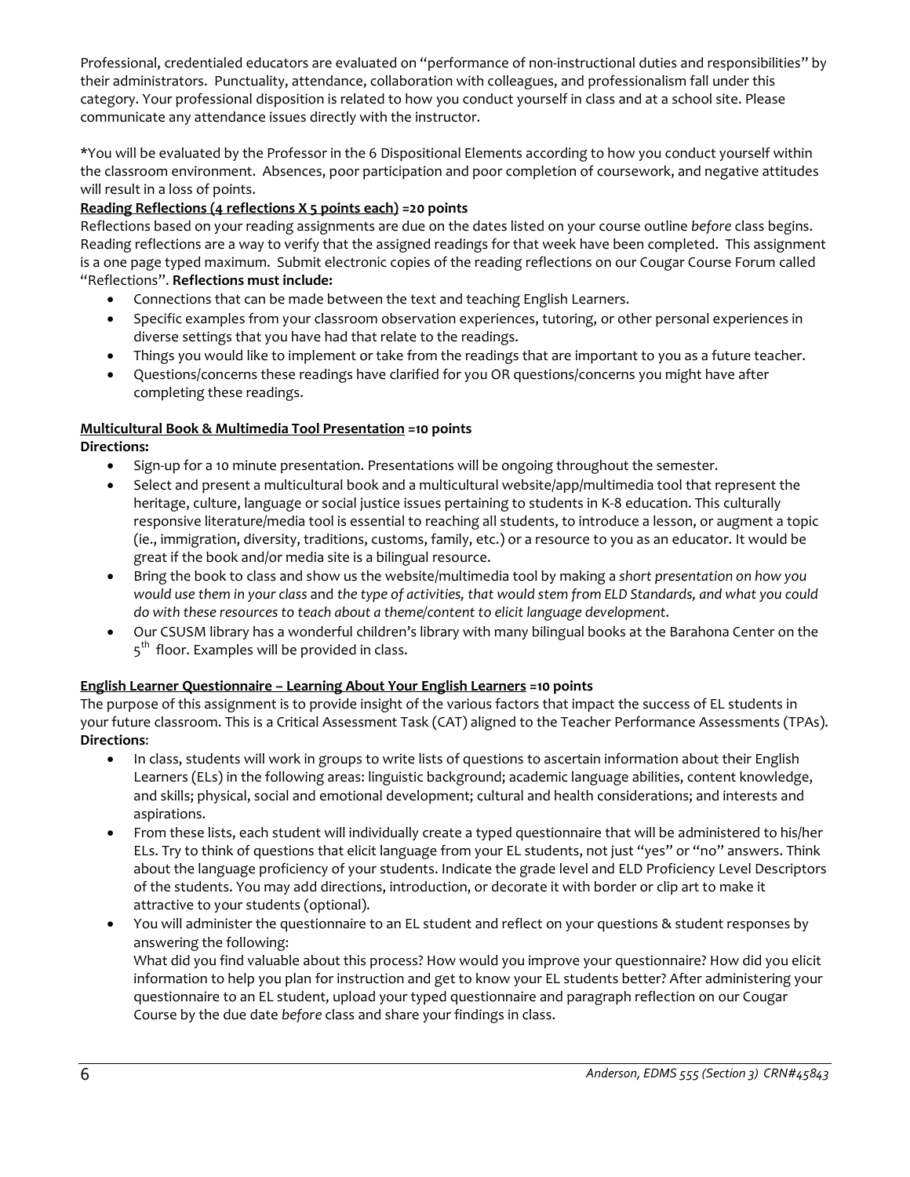Professional, credentialed educators are evaluated on "performance of non-instructional duties and responsibilities" by their administrators. Punctuality, attendance, collaboration with colleagues, and professionalism fall under this category. Your professional disposition is related to how you conduct yourself in class and at a school site. Please communicate any attendance issues directly with the instructor.

*You will be evaluated by the Professor in the 6 Dispositional Elements according to how you conduct yourself within the classroom environment. Absences, poor participation and poor completion of coursework, and negative attitudes will result in a loss of points.

**Reading Reflections (4 reflections X 5 points each) =20 points**

Reflections based on your reading assignments are due on the dates listed on your course outline *before* class begins. Reading reflections are a way to verify that the assigned readings for that week have been completed. This assignment is a one page typed maximum. Submit electronic copies of the reading reflections on our Cougar Course Forum called "Reflections". **Reflections must include:**

- Connections that can be made between the text and teaching English Learners.
- Specific examples from your classroom observation experiences, tutoring, or other personal experiences in diverse settings that you have had that relate to the readings.
- Things you would like to implement or take from the readings that are important to you as a future teacher.
- Questions/concerns these readings have clarified for you OR questions/concerns you might have after completing these readings.

**Multicultural Book & Multimedia Tool Presentation =10 points**

**Directions:**

- Sign-up for a 10 minute presentation. Presentations will be ongoing throughout the semester.
- Select and present a multicultural book and a multicultural website/app/multimedia tool that represent the heritage, culture, language or social justice issues pertaining to students in K-8 education. This culturally responsive literature/media tool is essential to reaching all students, to introduce a lesson, or augment a topic (ie., immigration, diversity, traditions, customs, family, etc.) or a resource to you as an educator. It would be great if the book and/or media site is a bilingual resource.
- Bring the book to class and show us the website/multimedia tool by making a *short presentation on how you would use them in your class* and *the type of activities, that would stem from ELD Standards, and what you could do with these resources to teach about a theme/content to elicit language development*.
- Our CSUSM library has a wonderful children's library with many bilingual books at the Barahona Center on the 5th floor. Examples will be provided in class.

**English Learner Questionnaire – Learning About Your English Learners =10 points**

The purpose of this assignment is to provide insight of the various factors that impact the success of EL students in your future classroom. This is a Critical Assessment Task (CAT) aligned to the Teacher Performance Assessments (TPAs).

**Directions**:

- In class, students will work in groups to write lists of questions to ascertain information about their English Learners (ELs) in the following areas: linguistic background; academic language abilities, content knowledge, and skills; physical, social and emotional development; cultural and health considerations; and interests and aspirations.
- From these lists, each student will individually create a typed questionnaire that will be administered to his/her ELs. Try to think of questions that elicit language from your EL students, not just "yes" or "no" answers. Think about the language proficiency of your students. Indicate the grade level and ELD Proficiency Level Descriptors of the students. You may add directions, introduction, or decorate it with border or clip art to make it attractive to your students (optional).
- You will administer the questionnaire to an EL student and reflect on your questions & student responses by answering the following:
  What did you find valuable about this process? How would you improve your questionnaire? How did you elicit information to help you plan for instruction and get to know your EL students better? After administering your questionnaire to an EL student, upload your typed questionnaire and paragraph reflection on our Cougar Course by the due date *before* class and share your findings in class.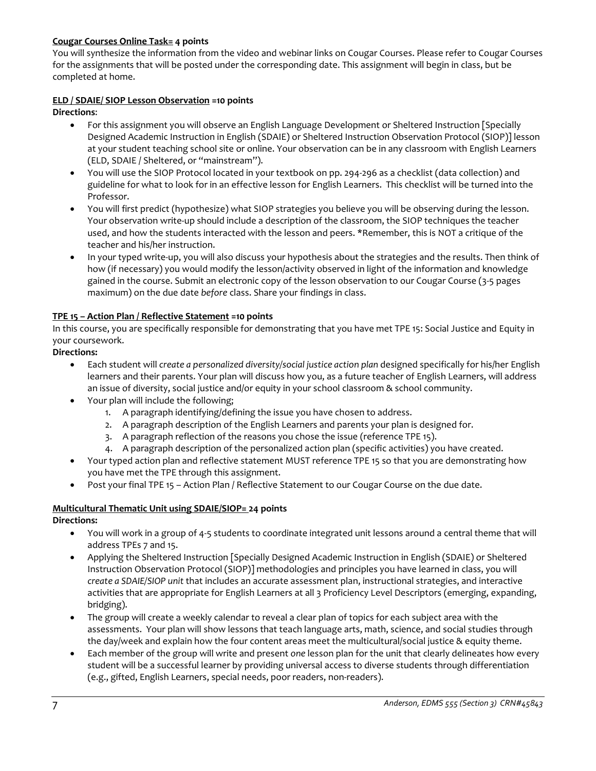**<u>Cougar Courses Online Task=</u> 4 points**

You will synthesize the information from the video and webinar links on Cougar Courses. Please refer to Cougar Courses for the assignments that will be posted under the corresponding date. This assignment will begin in class, but be completed at home.

**<u>ELD / SDAIE/ SIOP Lesson Observation</u> =10 points**

**Directions**:

- For this assignment you will observe an English Language Development or Sheltered Instruction [Specially Designed Academic Instruction in English (SDAIE) or Sheltered Instruction Observation Protocol (SIOP)] lesson at your student teaching school site or online. Your observation can be in any classroom with English Learners (ELD, SDAIE / Sheltered, or "mainstream").
- You will use the SIOP Protocol located in your textbook on pp. 294-296 as a checklist (data collection) and guideline for what to look for in an effective lesson for English Learners. This checklist will be turned into the Professor.
- You will first predict (hypothesize) what SIOP strategies you believe you will be observing during the lesson. Your observation write-up should include a description of the classroom, the SIOP techniques the teacher used, and how the students interacted with the lesson and peers. *Remember, this is NOT a critique of the teacher and his/her instruction.
- In your typed write-up, you will also discuss your hypothesis about the strategies and the results. Then think of how (if necessary) you would modify the lesson/activity observed in light of the information and knowledge gained in the course. Submit an electronic copy of the lesson observation to our Cougar Course (3-5 pages maximum) on the due date *before* class. Share your findings in class.

**<u>TPE 15 – Action Plan / Reflective Statement</u> =10 points**

In this course, you are specifically responsible for demonstrating that you have met TPE 15: Social Justice and Equity in your coursework.

**Directions:**

- Each student will *create a personalized diversity/social justice action plan* designed specifically for his/her English learners and their parents. Your plan will discuss how you, as a future teacher of English Learners, will address an issue of diversity, social justice and/or equity in your school classroom & school community.
- Your plan will include the following;
    1. A paragraph identifying/defining the issue you have chosen to address.
    2. A paragraph description of the English Learners and parents your plan is designed for.
    3. A paragraph reflection of the reasons you chose the issue (reference TPE 15).
    4. A paragraph description of the personalized action plan (specific activities) you have created.
- Your typed action plan and reflective statement MUST reference TPE 15 so that you are demonstrating how you have met the TPE through this assignment.
- Post your final TPE 15 – Action Plan / Reflective Statement to our Cougar Course on the due date.

**<u>Multicultural Thematic Unit using SDAIE/SIOP=</u> 24 points**

**Directions:**

- You will work in a group of 4-5 students to coordinate integrated unit lessons around a central theme that will address TPEs 7 and 15.
- Applying the Sheltered Instruction [Specially Designed Academic Instruction in English (SDAIE) or Sheltered Instruction Observation Protocol (SIOP)] methodologies and principles you have learned in class, you will *create a SDAIE/SIOP unit* that includes an accurate assessment plan, instructional strategies, and interactive activities that are appropriate for English Learners at all 3 Proficiency Level Descriptors (emerging, expanding, bridging).
- The group will create a weekly calendar to reveal a clear plan of topics for each subject area with the assessments. Your plan will show lessons that teach language arts, math, science, and social studies through the day/week and explain how the four content areas meet the multicultural/social justice & equity theme.
- Each member of the group will write and present *one* lesson plan for the unit that clearly delineates how every student will be a successful learner by providing universal access to diverse students through differentiation (e.g., gifted, English Learners, special needs, poor readers, non-readers).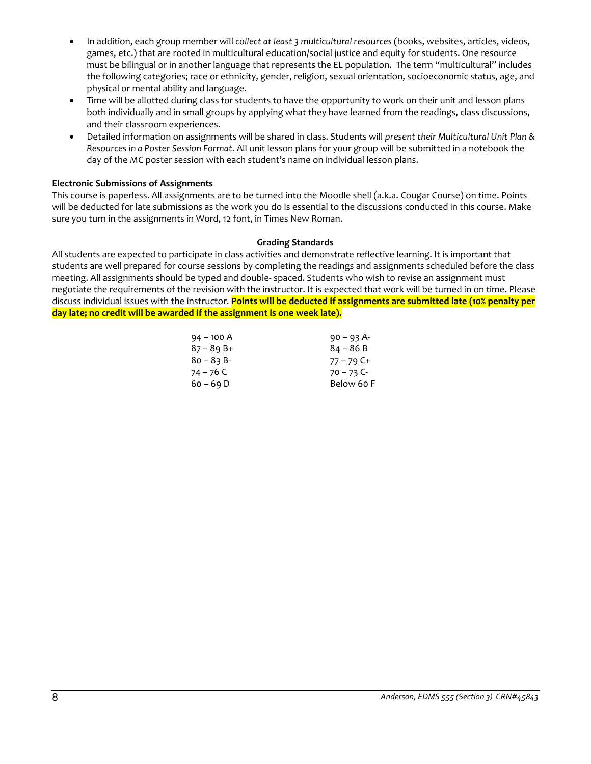- In addition, each group member will *collect at least 3 multicultural resources* (books, websites, articles, videos, games, etc.) that are rooted in multicultural education/social justice and equity for students. One resource must be bilingual or in another language that represents the EL population. The term "multicultural" includes the following categories; race or ethnicity, gender, religion, sexual orientation, socioeconomic status, age, and physical or mental ability and language.
- Time will be allotted during class for students to have the opportunity to work on their unit and lesson plans both individually and in small groups by applying what they have learned from the readings, class discussions, and their classroom experiences.
- Detailed information on assignments will be shared in class. Students will *present their Multicultural Unit Plan & Resources in a Poster Session Format*. All unit lesson plans for your group will be submitted in a notebook the day of the MC poster session with each student's name on individual lesson plans.

**Electronic Submissions of Assignments**

This course is paperless. All assignments are to be turned into the Moodle shell (a.k.a. Cougar Course) on time. Points will be deducted for late submissions as the work you do is essential to the discussions conducted in this course. Make sure you turn in the assignments in Word, 12 font, in Times New Roman.

**Grading Standards**

All students are expected to participate in class activities and demonstrate reflective learning. It is important that students are well prepared for course sessions by completing the readings and assignments scheduled before the class meeting. All assignments should be typed and double- spaced. Students who wish to revise an assignment must negotiate the requirements of the revision with the instructor. It is expected that work will be turned in on time. Please discuss individual issues with the instructor. **Points will be deducted if assignments are submitted late (10% penalty per day late; no credit will be awarded if the assignment is one week late).**

| | |
|---|---|
| 94 – 100 A | 90 – 93 A- |
| 87 – 89 B+ | 84 – 86 B |
| 80 – 83 B- | 77 – 79 C+ |
| 74 – 76 C | 70 – 73 C- |
| 60 – 69 D | Below 60 F |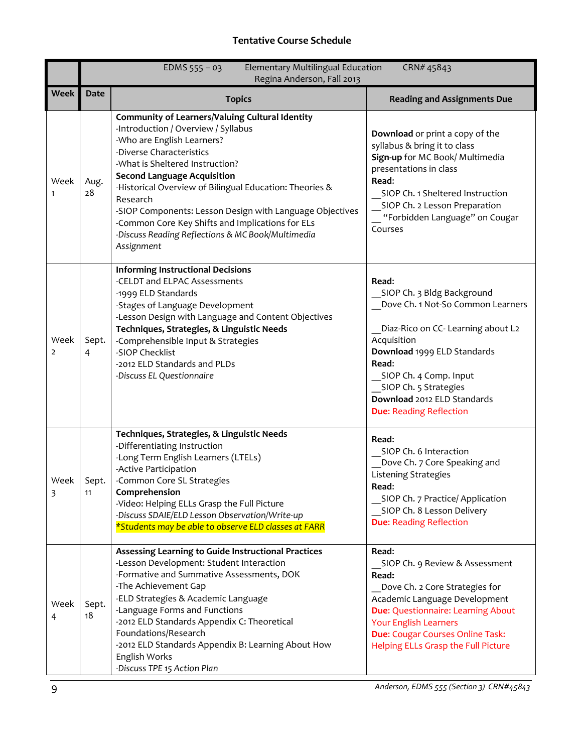### Tentative Course Schedule

| | EDMS 555 – 03 Elementary Multilingual Education CRN# 45843 Regina Anderson, Fall 2013 | | |
|---|---|---|---|
| **Week** | **Date** | **Topics** | **Reading and Assignments Due** |
| Week 1 | Aug. 28 | **Community of Learners/Valuing Cultural Identity**<br>-Introduction / Overview / Syllabus<br>-Who are English Learners?<br>-Diverse Characteristics<br>-What is Sheltered Instruction?<br>**Second Language Acquisition**<br>-Historical Overview of Bilingual Education: Theories & Research<br>-SIOP Components: Lesson Design with Language Objectives<br>-Common Core Key Shifts and Implications for ELs<br>*-Discuss Reading Reflections & MC Book/Multimedia Assignment* | **Download** or print a copy of the syllabus & bring it to class<br>**Sign-up** for MC Book/ Multimedia presentations in class<br>**Read:**<br>__SIOP Ch. 1 Sheltered Instruction<br>__SIOP Ch. 2 Lesson Preparation<br>__ "Forbidden Language" on Cougar Courses |
| Week 2 | Sept. 4 | **Informing Instructional Decisions**<br>-CELDT and ELPAC Assessments<br>-1999 ELD Standards<br>-Stages of Language Development<br>-Lesson Design with Language and Content Objectives<br>**Techniques, Strategies, & Linguistic Needs**<br>-Comprehensible Input & Strategies<br>-SIOP Checklist<br>-2012 ELD Standards and PLDs<br>*-Discuss EL Questionnaire* | **Read:**<br>__SIOP Ch. 3 Bldg Background<br>__Dove Ch. 1 Not-So Common Learners<br><br>__Diaz-Rico on CC- Learning about L2 Acquisition<br>**Download** 1999 ELD Standards<br>**Read:**<br>__SIOP Ch. 4 Comp. Input<br>__SIOP Ch. 5 Strategies<br>**Download** 2012 ELD Standards<br>**Due:** Reading Reflection |
| Week 3 | Sept. 11 | **Techniques, Strategies, & Linguistic Needs**<br>-Differentiating Instruction<br>-Long Term English Learners (LTELs)<br>-Active Participation<br>-Common Core SL Strategies<br>**Comprehension**<br>-Video: Helping ELLs Grasp the Full Picture<br>*-Discuss SDAIE/ELD Lesson Observation/Write-up*<br>**Students may be able to observe ELD classes at FARR* | **Read:**<br>__SIOP Ch. 6 Interaction<br>__Dove Ch. 7 Core Speaking and Listening Strategies<br>**Read:**<br>__SIOP Ch. 7 Practice/ Application<br>__SIOP Ch. 8 Lesson Delivery<br>**Due:** Reading Reflection |
| Week 4 | Sept. 18 | **Assessing Learning to Guide Instructional Practices**<br>-Lesson Development: Student Interaction<br>-Formative and Summative Assessments, DOK<br>-The Achievement Gap<br>-ELD Strategies & Academic Language<br>-Language Forms and Functions<br>-2012 ELD Standards Appendix C: Theoretical Foundations/Research<br>-2012 ELD Standards Appendix B: Learning About How English Works<br>*-Discuss TPE 15 Action Plan* | **Read:**<br>__SIOP Ch. 9 Review & Assessment<br>**Read:**<br>__Dove Ch. 2 Core Strategies for Academic Language Development<br>**Due:** Questionnaire: Learning About Your English Learners<br>**Due:** Cougar Courses Online Task: Helping ELLs Grasp the Full Picture |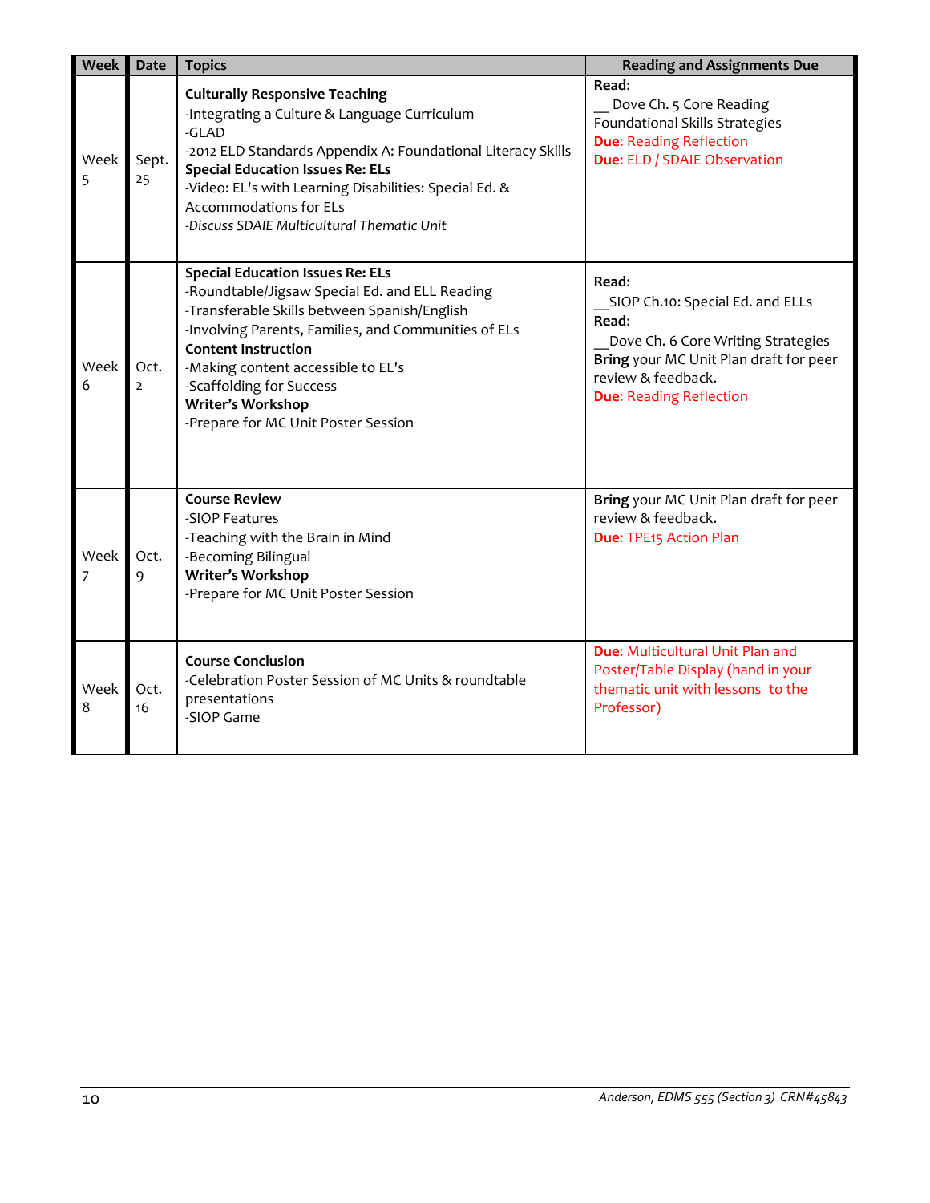| Week | Date | Topics | Reading and Assignments Due |
|---|---|---|---|
| Week 5 | Sept. 25 | **Culturally Responsive Teaching**<br>-Integrating a Culture & Language Curriculum<br>-GLAD<br>-2012 ELD Standards Appendix A: Foundational Literacy Skills<br>**Special Education Issues Re: ELs**<br>-Video: EL's with Learning Disabilities: Special Ed. & Accommodations for ELs<br>*-Discuss SDAIE Multicultural Thematic Unit* | **Read:**<br>__ Dove Ch. 5 Core Reading Foundational Skills Strategies<br>**Due:** Reading Reflection<br>**Due:** ELD / SDAIE Observation |
| Week 6 | Oct. 2 | **Special Education Issues Re: ELs**<br>-Roundtable/Jigsaw Special Ed. and ELL Reading<br>-Transferable Skills between Spanish/English<br>-Involving Parents, Families, and Communities of ELs<br>**Content Instruction**<br>-Making content accessible to EL's<br>-Scaffolding for Success<br>**Writer's Workshop**<br>-Prepare for MC Unit Poster Session | **Read:**<br>__SIOP Ch.10: Special Ed. and ELLs<br>**Read:**<br>__Dove Ch. 6 Core Writing Strategies<br>**Bring** your MC Unit Plan draft for peer review & feedback.<br>**Due:** Reading Reflection |
| Week 7 | Oct. 9 | **Course Review**<br>-SIOP Features<br>-Teaching with the Brain in Mind<br>-Becoming Bilingual<br>**Writer's Workshop**<br>-Prepare for MC Unit Poster Session | **Bring** your MC Unit Plan draft for peer review & feedback.<br>**Due:** TPE15 Action Plan |
| Week 8 | Oct. 16 | **Course Conclusion**<br>-Celebration Poster Session of MC Units & roundtable presentations<br>-SIOP Game | **Due:** Multicultural Unit Plan and Poster/Table Display (hand in your thematic unit with lessons to the Professor) |